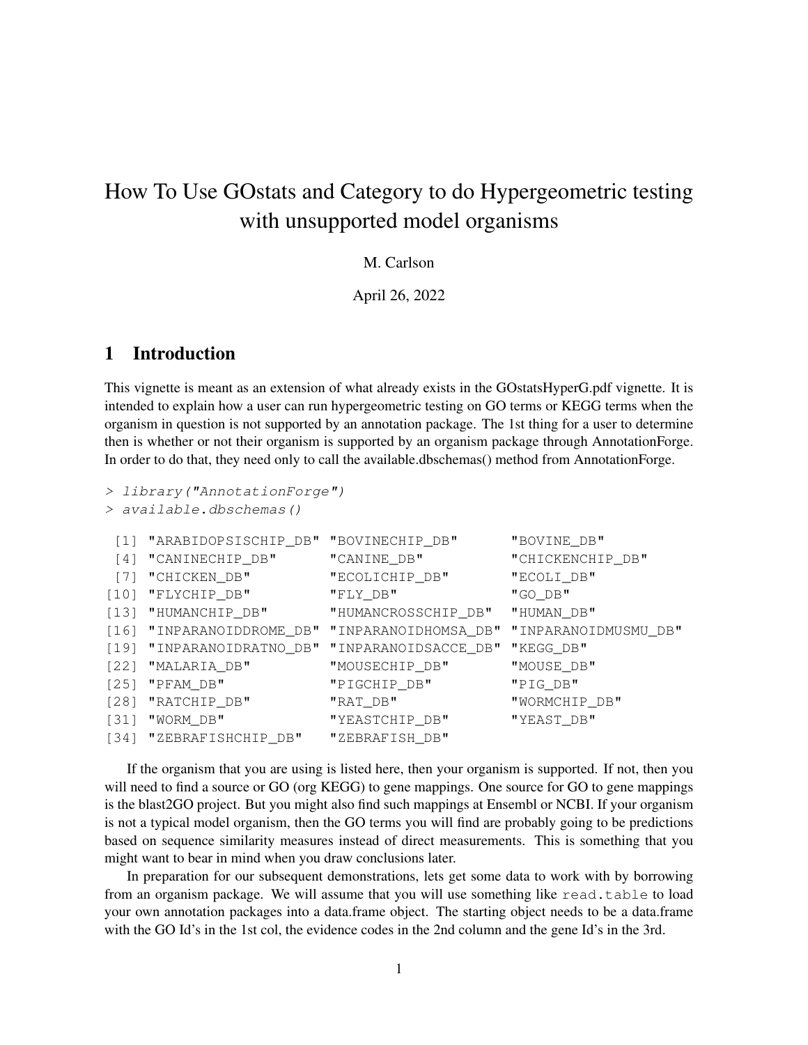# How To Use GOstats and Category to do Hypergeometric testing with unsupported model organisms

M. Carlson

April 26, 2022

## 1 Introduction

This vignette is meant as an extension of what already exists in the GOstatsHyperG.pdf vignette. It is intended to explain how a user can run hypergeometric testing on GO terms or KEGG terms when the organism in question is not supported by an annotation package. The 1st thing for a user to determine then is whether or not their organism is supported by an organism package through AnnotationForge. In order to do that, they need only to call the available.dbschemas() method from AnnotationForge.

```
> library("AnnotationForge")
> available.dbschemas()

 [1] "ARABIDOPSISCHIP_DB" "BOVINECHIP_DB"       "BOVINE_DB"
 [4] "CANINECHIP_DB"      "CANINE_DB"           "CHICKENCHIP_DB"
 [7] "CHICKEN_DB"         "ECOLICHIP_DB"        "ECOLI_DB"
[10] "FLYCHIP_DB"         "FLY_DB"              "GO_DB"
[13] "HUMANCHIP_DB"       "HUMANCROSSCHIP_DB"   "HUMAN_DB"
[16] "INPARANOIDDROME_DB" "INPARANOIDHOMSA_DB"  "INPARANOIDMUSMU_DB"
[19] "INPARANOIDRATNO_DB" "INPARANOIDSACCE_DB"  "KEGG_DB"
[22] "MALARIA_DB"         "MOUSECHIP_DB"        "MOUSE_DB"
[25] "PFAM_DB"            "PIGCHIP_DB"          "PIG_DB"
[28] "RATCHIP_DB"         "RAT_DB"              "WORMCHIP_DB"
[31] "WORM_DB"            "YEASTCHIP_DB"        "YEAST_DB"
[34] "ZEBRAFISHCHIP_DB"   "ZEBRAFISH_DB"
```

If the organism that you are using is listed here, then your organism is supported. If not, then you will need to find a source or GO (org KEGG) to gene mappings. One source for GO to gene mappings is the blast2GO project. But you might also find such mappings at Ensembl or NCBI. If your organism is not a typical model organism, then the GO terms you will find are probably going to be predictions based on sequence similarity measures instead of direct measurements. This is something that you might want to bear in mind when you draw conclusions later.

In preparation for our subsequent demonstrations, lets get some data to work with by borrowing from an organism package. We will assume that you will use something like `read.table` to load your own annotation packages into a data.frame object. The starting object needs to be a data.frame with the GO Id's in the 1st col, the evidence codes in the 2nd column and the gene Id's in the 3rd.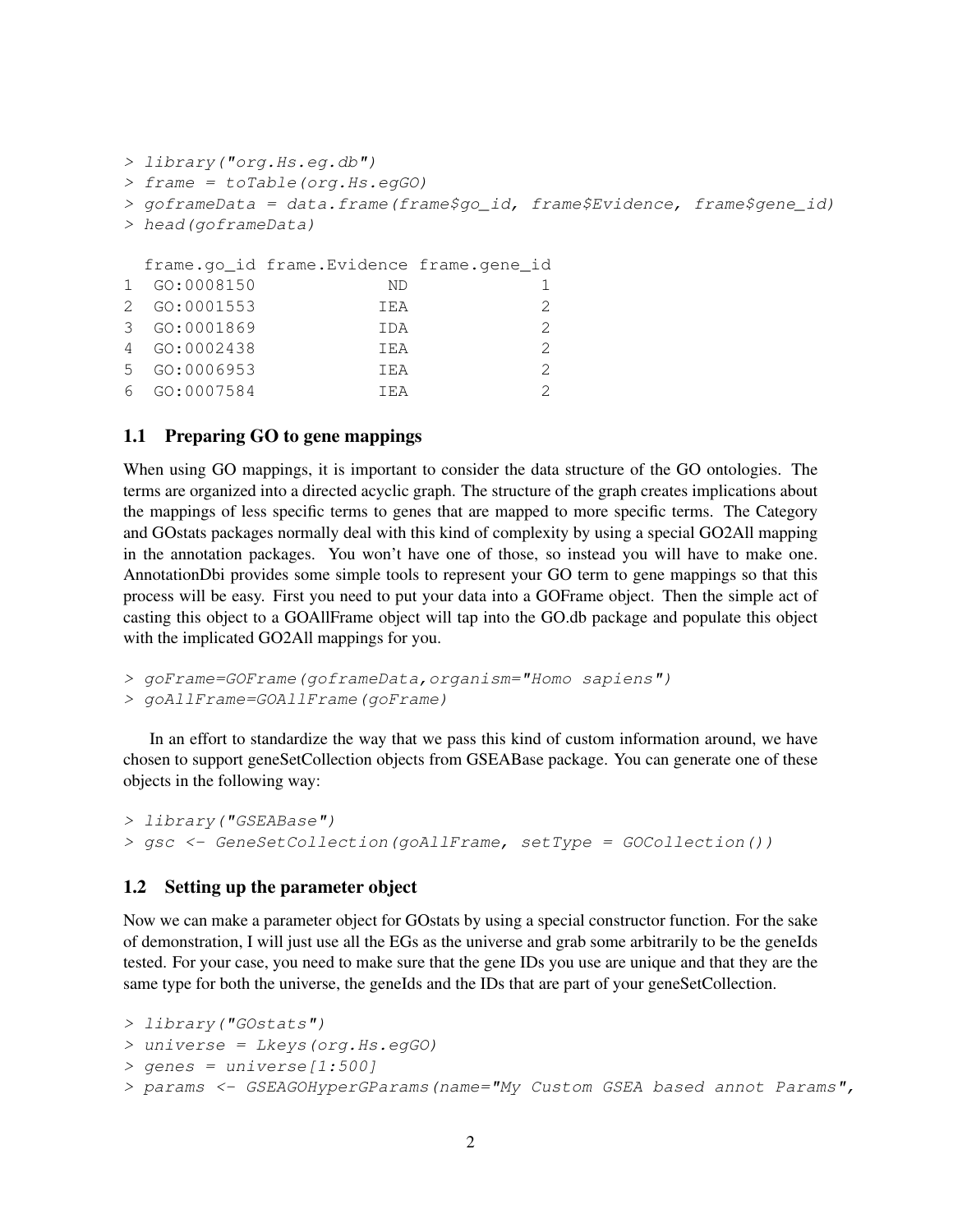```
> library("org.Hs.eg.db")
> frame = toTable(org.Hs.egGO)
> goframeData = data.frame(frame$go_id, frame$Evidence, frame$gene_id)
> head(goframeData)

  frame.go_id frame.Evidence frame.gene_id
1  GO:0008150             ND             1
2  GO:0001553            IEA             2
3  GO:0001869            IDA             2
4  GO:0002438            IEA             2
5  GO:0006953            IEA             2
6  GO:0007584            IEA             2
```

### 1.1 Preparing GO to gene mappings

When using GO mappings, it is important to consider the data structure of the GO ontologies. The terms are organized into a directed acyclic graph. The structure of the graph creates implications about the mappings of less specific terms to genes that are mapped to more specific terms. The Category and GOstats packages normally deal with this kind of complexity by using a special GO2All mapping in the annotation packages. You won't have one of those, so instead you will have to make one. AnnotationDbi provides some simple tools to represent your GO term to gene mappings so that this process will be easy. First you need to put your data into a GOFrame object. Then the simple act of casting this object to a GOAllFrame object will tap into the GO.db package and populate this object with the implicated GO2All mappings for you.

```
> goFrame=GOFrame(goframeData,organism="Homo sapiens")
> goAllFrame=GOAllFrame(goFrame)
```

In an effort to standardize the way that we pass this kind of custom information around, we have chosen to support geneSetCollection objects from GSEABase package. You can generate one of these objects in the following way:

```
> library("GSEABase")
> gsc <- GeneSetCollection(goAllFrame, setType = GOCollection())
```

### 1.2 Setting up the parameter object

Now we can make a parameter object for GOstats by using a special constructor function. For the sake of demonstration, I will just use all the EGs as the universe and grab some arbitrarily to be the geneIds tested. For your case, you need to make sure that the gene IDs you use are unique and that they are the same type for both the universe, the geneIds and the IDs that are part of your geneSetCollection.

```
> library("GOstats")
> universe = Lkeys(org.Hs.egGO)
> genes = universe[1:500]
> params <- GSEAGOHyperGParams(name="My Custom GSEA based annot Params",
```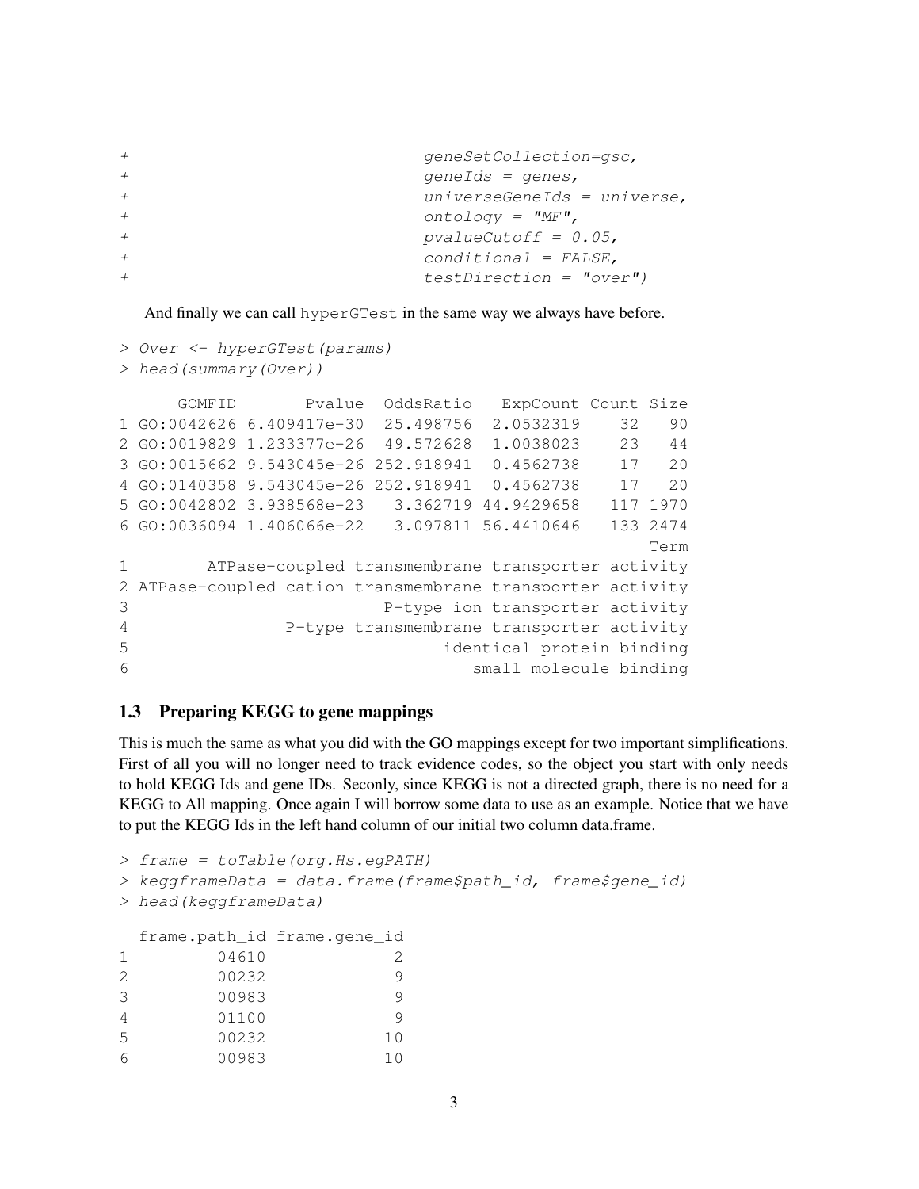```
+                                geneSetCollection=gsc,
+                                geneIds = genes,
+                                universeGeneIds = universe,
+                                ontology = "MF",
+                                pvalueCutoff = 0.05,
+                                conditional = FALSE,
+                                testDirection = "over")
```

And finally we can call `hyperGTest` in the same way we always have before.

```
> Over <- hyperGTest(params)
> head(summary(Over))

      GOMFID       Pvalue  OddsRatio   ExpCount Count Size
1 GO:0042626 6.409417e-30  25.498756  2.0532319    32   90
2 GO:0019829 1.233377e-26  49.572628  1.0038023    23   44
3 GO:0015662 9.543045e-26 252.918941  0.4562738    17   20
4 GO:0140358 9.543045e-26 252.918941  0.4562738    17   20
5 GO:0042802 3.938568e-23   3.362719 44.9429658   117 1970
6 GO:0036094 1.406066e-22   3.097811 56.4410646   133 2474
                                                      Term
1        ATPase-coupled transmembrane transporter activity
2 ATPase-coupled cation transmembrane transporter activity
3                             P-type ion transporter activity
4                P-type transmembrane transporter activity
5                                  identical protein binding
6                                     small molecule binding
```

### 1.3 Preparing KEGG to gene mappings

This is much the same as what you did with the GO mappings except for two important simplifications. First of all you will no longer need to track evidence codes, so the object you start with only needs to hold KEGG Ids and gene IDs. Seconly, since KEGG is not a directed graph, there is no need for a KEGG to All mapping. Once again I will borrow some data to use as an example. Notice that we have to put the KEGG Ids in the left hand column of our initial two column data.frame.

```
> frame = toTable(org.Hs.egPATH)
> keggframeData = data.frame(frame$path_id, frame$gene_id)
> head(keggframeData)

  frame.path_id frame.gene_id
1         04610             2
2         00232             9
3         00983             9
4         01100             9
5         00232            10
6         00983            10
```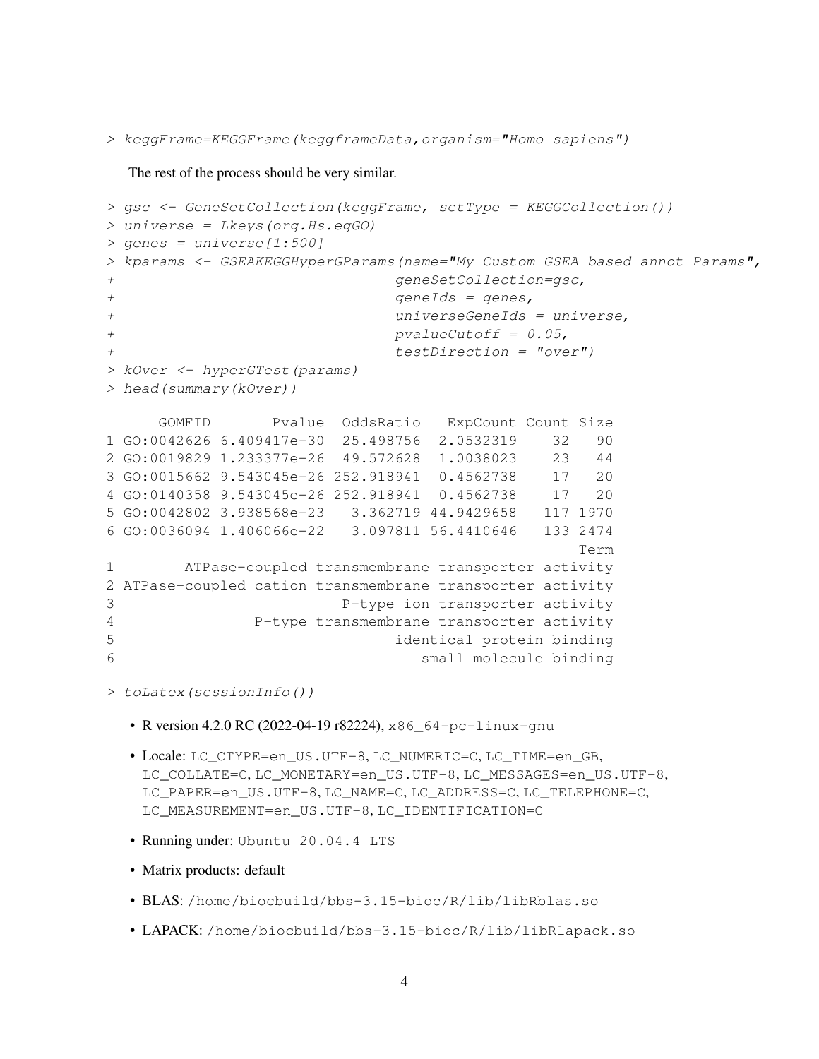```
> keggFrame=KEGGFrame(keggframeData,organism="Homo sapiens")
```

The rest of the process should be very similar.

```
> gsc <- GeneSetCollection(keggFrame, setType = KEGGCollection())
> universe = Lkeys(org.Hs.egGO)
> genes = universe[1:500]
> kparams <- GSEAKEGGHyperGParams(name="My Custom GSEA based annot Params",
+                                 geneSetCollection=gsc,
+                                 geneIds = genes,
+                                 universeGeneIds = universe,
+                                 pvalueCutoff = 0.05,
+                                 testDirection = "over")
> kOver <- hyperGTest(params)
> head(summary(kOver))
```

```
      GOMFID       Pvalue  OddsRatio   ExpCount Count Size
1 GO:0042626 6.409417e-30  25.498756  2.0532319    32   90
2 GO:0019829 1.233377e-26  49.572628  1.0038023    23   44
3 GO:0015662 9.543045e-26 252.918941  0.4562738    17   20
4 GO:0140358 9.543045e-26 252.918941  0.4562738    17   20
5 GO:0042802 3.938568e-23   3.362719 44.9429658   117 1970
6 GO:0036094 1.406066e-22   3.097811 56.4410646   133 2474
                                                  Term
1        ATPase-coupled transmembrane transporter activity
2 ATPase-coupled cation transmembrane transporter activity
3                           P-type ion transporter activity
4               P-type transmembrane transporter activity
5                              identical protein binding
6                                 small molecule binding
```

```
> toLatex(sessionInfo())
```

- R version 4.2.0 RC (2022-04-19 r82224), `x86_64-pc-linux-gnu`
- Locale: `LC_CTYPE=en_US.UTF-8`, `LC_NUMERIC=C`, `LC_TIME=en_GB`, `LC_COLLATE=C`, `LC_MONETARY=en_US.UTF-8`, `LC_MESSAGES=en_US.UTF-8`, `LC_PAPER=en_US.UTF-8`, `LC_NAME=C`, `LC_ADDRESS=C`, `LC_TELEPHONE=C`, `LC_MEASUREMENT=en_US.UTF-8`, `LC_IDENTIFICATION=C`
- Running under: `Ubuntu 20.04.4 LTS`
- Matrix products: default
- BLAS: `/home/biocbuild/bbs-3.15-bioc/R/lib/libRblas.so`
- LAPACK: `/home/biocbuild/bbs-3.15-bioc/R/lib/libRlapack.so`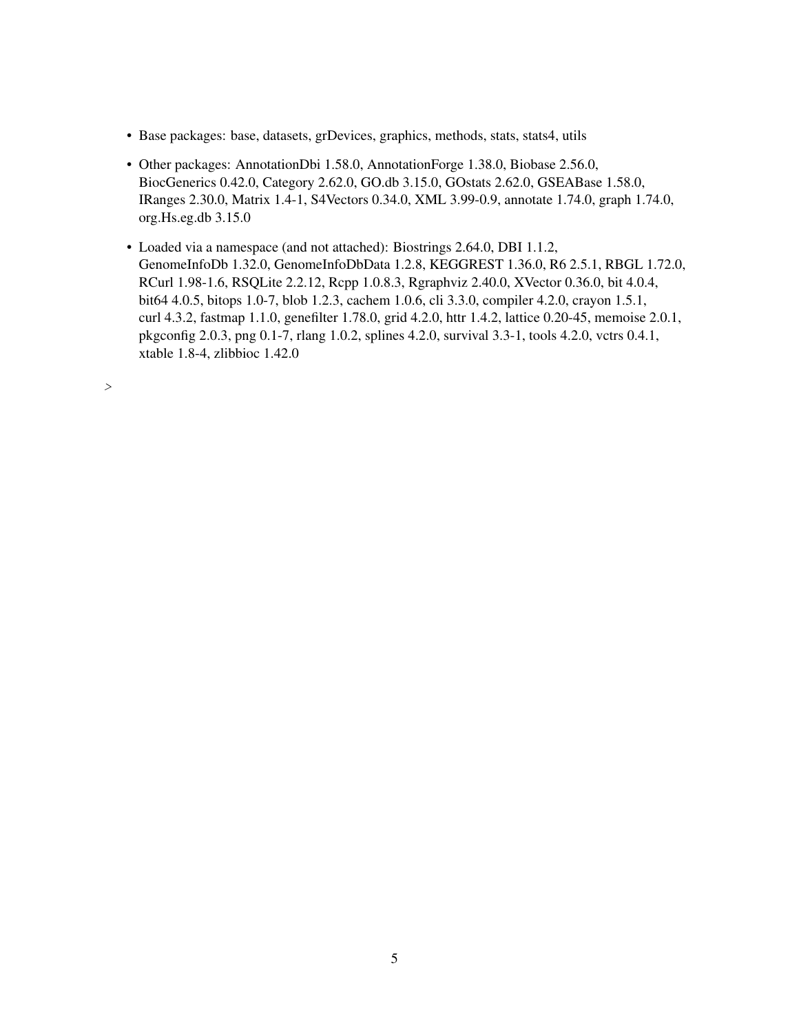- Base packages: base, datasets, grDevices, graphics, methods, stats, stats4, utils
- Other packages: AnnotationDbi 1.58.0, AnnotationForge 1.38.0, Biobase 2.56.0, BiocGenerics 0.42.0, Category 2.62.0, GO.db 3.15.0, GOstats 2.62.0, GSEABase 1.58.0, IRanges 2.30.0, Matrix 1.4-1, S4Vectors 0.34.0, XML 3.99-0.9, annotate 1.74.0, graph 1.74.0, org.Hs.eg.db 3.15.0
- Loaded via a namespace (and not attached): Biostrings 2.64.0, DBI 1.1.2, GenomeInfoDb 1.32.0, GenomeInfoDbData 1.2.8, KEGGREST 1.36.0, R6 2.5.1, RBGL 1.72.0, RCurl 1.98-1.6, RSQLite 2.2.12, Rcpp 1.0.8.3, Rgraphviz 2.40.0, XVector 0.36.0, bit 4.0.4, bit64 4.0.5, bitops 1.0-7, blob 1.2.3, cachem 1.0.6, cli 3.3.0, compiler 4.2.0, crayon 1.5.1, curl 4.3.2, fastmap 1.1.0, genefilter 1.78.0, grid 4.2.0, httr 1.4.2, lattice 0.20-45, memoise 2.0.1, pkgconfig 2.0.3, png 0.1-7, rlang 1.0.2, splines 4.2.0, survival 3.3-1, tools 4.2.0, vctrs 0.4.1, xtable 1.8-4, zlibbioc 1.42.0

```
>
```